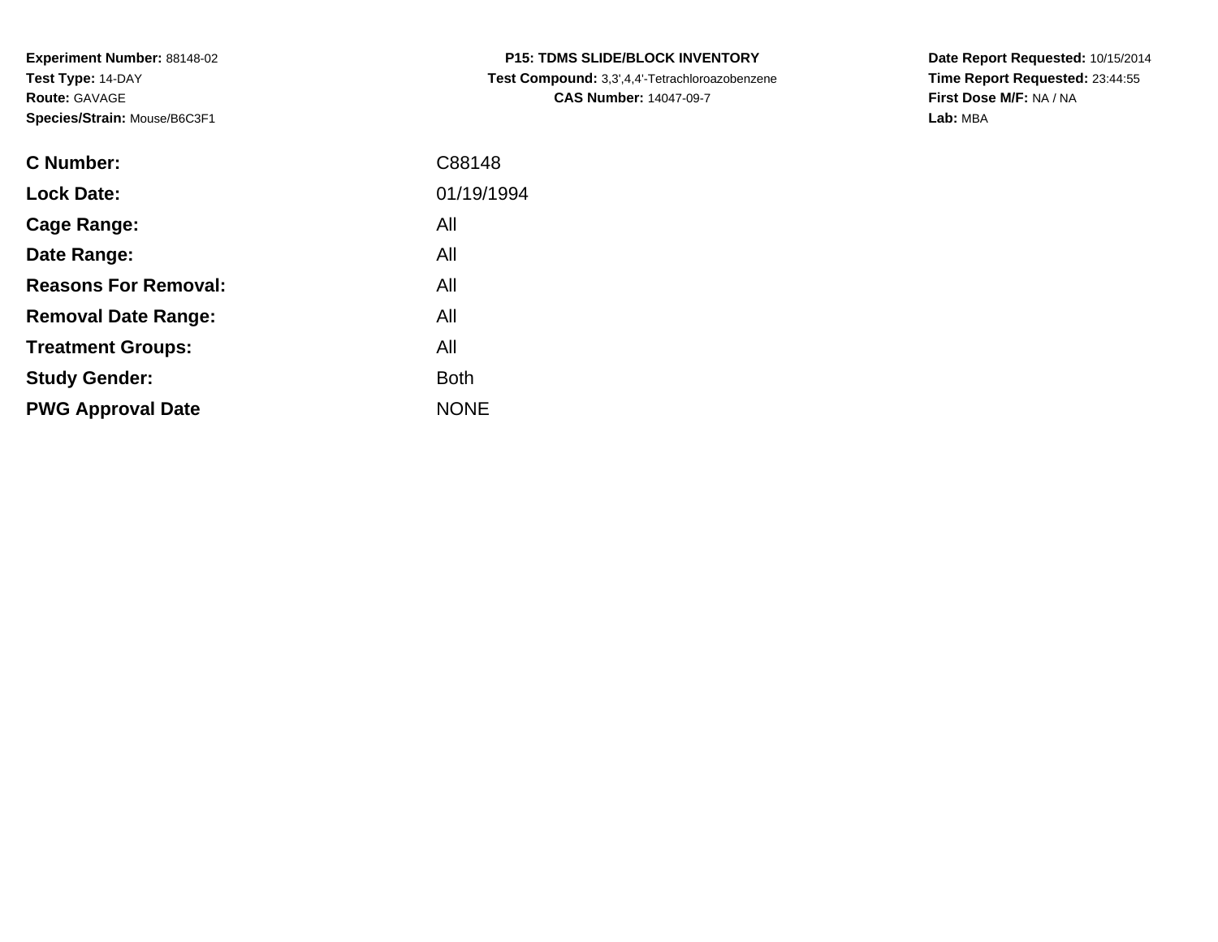**Experiment Number:** 88148-02
**Test Type:** 14-DAY
**Route:** GAVAGE
**Species/Strain:** Mouse/B6C3F1

**P15: TDMS SLIDE/BLOCK INVENTORY**
**Test Compound:** 3,3',4,4'-Tetrachloroazobenzene
**CAS Number:** 14047-09-7

**Date Report Requested:** 10/15/2014
**Time Report Requested:** 23:44:55
**First Dose M/F:** NA / NA
**Lab:** MBA

| | |
|---|---|
| **C Number:** | C88148 |
| **Lock Date:** | 01/19/1994 |
| **Cage Range:** | All |
| **Date Range:** | All |
| **Reasons For Removal:** | All |
| **Removal Date Range:** | All |
| **Treatment Groups:** | All |
| **Study Gender:** | Both |
| **PWG Approval Date** | NONE |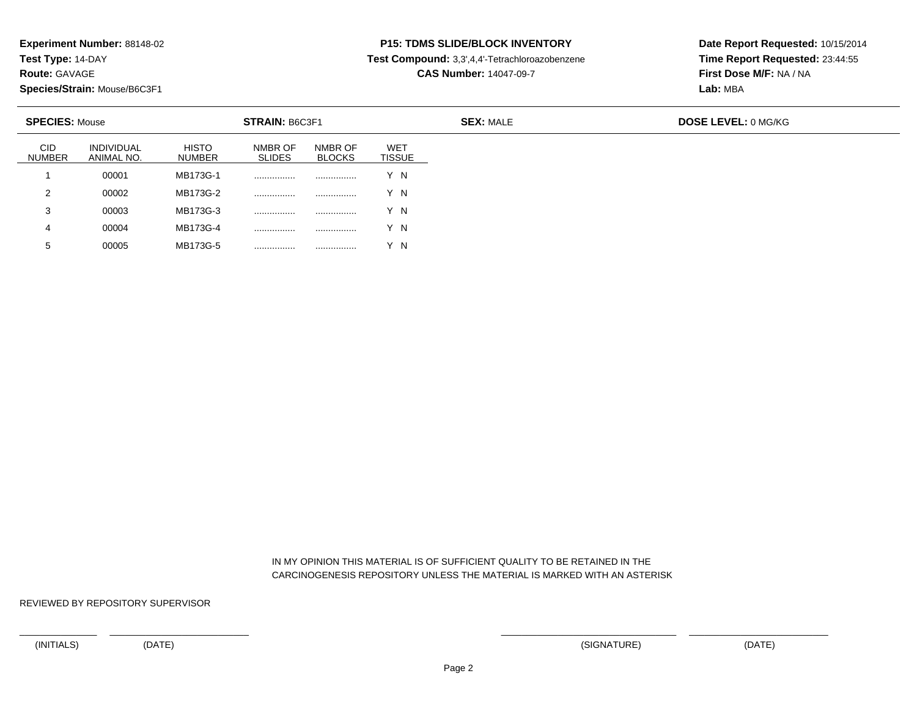**Experiment Number:** 88148-02
**Test Type:** 14-DAY
**Route:** GAVAGE
**Species/Strain:** Mouse/B6C3F1

**P15: TDMS SLIDE/BLOCK INVENTORY**
**Test Compound:** 3,3',4,4'-Tetrachloroazobenzene
**CAS Number:** 14047-09-7

**Date Report Requested:** 10/15/2014
**Time Report Requested:** 23:44:55
**First Dose M/F:** NA / NA
**Lab:** MBA

**SPECIES:** Mouse **STRAIN:** B6C3F1 **SEX:** MALE **DOSE LEVEL:** 0 MG/KG

| CID NUMBER | INDIVIDUAL ANIMAL NO. | HISTO NUMBER | NMBR OF SLIDES | NMBR OF BLOCKS | WET TISSUE |
|---|---|---|---|---|---|
| 1 | 00001 | MB173G-1 | ................ | ................ | Y N |
| 2 | 00002 | MB173G-2 | ................ | ................ | Y N |
| 3 | 00003 | MB173G-3 | ................ | ................ | Y N |
| 4 | 00004 | MB173G-4 | ................ | ................ | Y N |
| 5 | 00005 | MB173G-5 | ................ | ................ | Y N |

IN MY OPINION THIS MATERIAL IS OF SUFFICIENT QUALITY TO BE RETAINED IN THE CARCINOGENESIS REPOSITORY UNLESS THE MATERIAL IS MARKED WITH AN ASTERISK

REVIEWED BY REPOSITORY SUPERVISOR

(INITIALS) (DATE) (SIGNATURE) (DATE)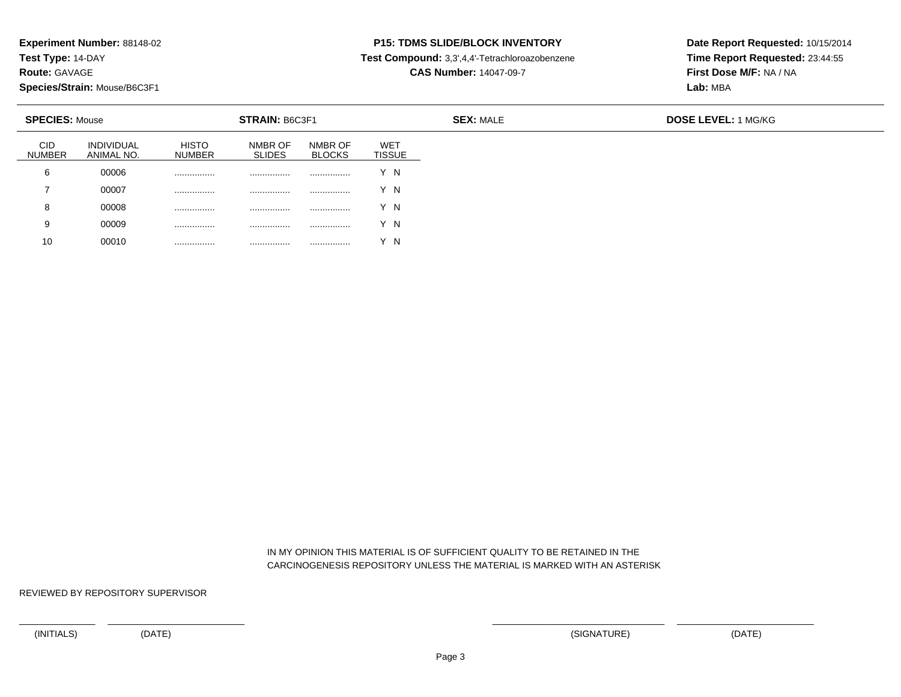**Experiment Number:** 88148-02
**Test Type:** 14-DAY
**Route:** GAVAGE
**Species/Strain:** Mouse/B6C3F1

**P15: TDMS SLIDE/BLOCK INVENTORY**
**Test Compound:** 3,3',4,4'-Tetrachloroazobenzene
**CAS Number:** 14047-09-7

**Date Report Requested:** 10/15/2014
**Time Report Requested:** 23:44:55
**First Dose M/F:** NA / NA
**Lab:** MBA

**SPECIES:** Mouse **STRAIN:** B6C3F1 **SEX:** MALE **DOSE LEVEL:** 1 MG/KG

| CID NUMBER | INDIVIDUAL ANIMAL NO. | HISTO NUMBER | NMBR OF SLIDES | NMBR OF BLOCKS | WET TISSUE |
|---|---|---|---|---|---|
| 6 | 00006 | ................ | ................ | ................ | Y N |
| 7 | 00007 | ................ | ................ | ................ | Y N |
| 8 | 00008 | ................ | ................ | ................ | Y N |
| 9 | 00009 | ................ | ................ | ................ | Y N |
| 10 | 00010 | ................ | ................ | ................ | Y N |

IN MY OPINION THIS MATERIAL IS OF SUFFICIENT QUALITY TO BE RETAINED IN THE CARCINOGENESIS REPOSITORY UNLESS THE MATERIAL IS MARKED WITH AN ASTERISK

REVIEWED BY REPOSITORY SUPERVISOR

(INITIALS) (DATE) (SIGNATURE) (DATE)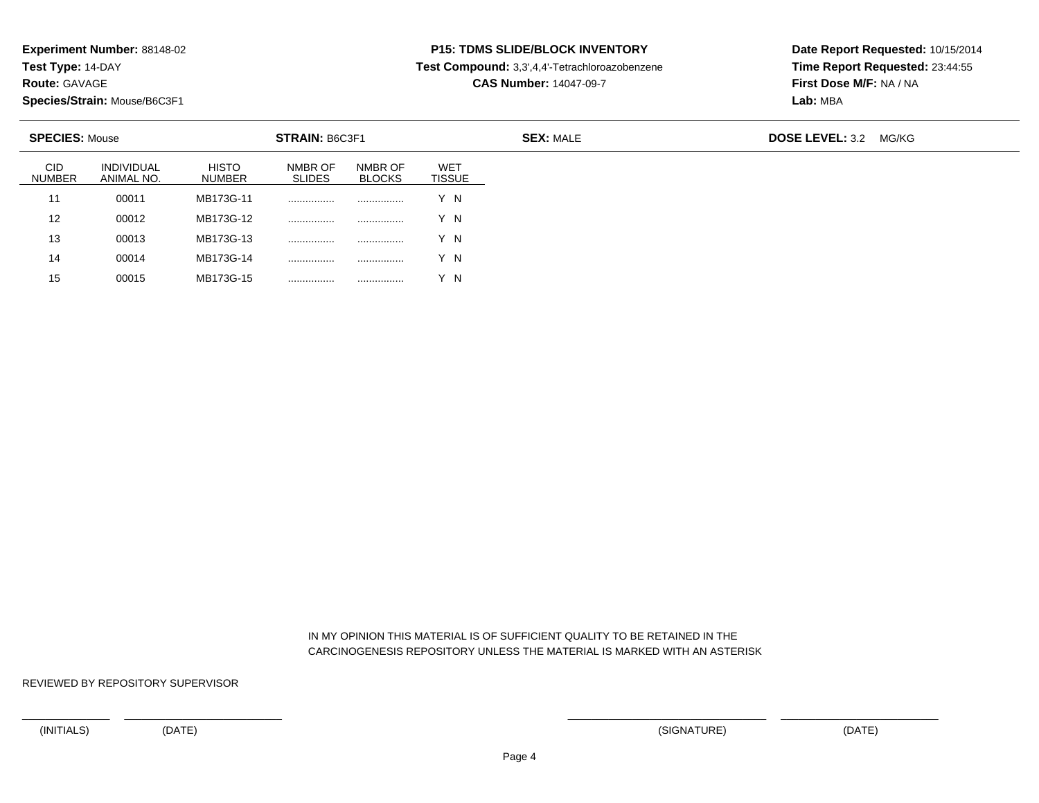**Experiment Number:** 88148-02
**Test Type:** 14-DAY
**Route:** GAVAGE
**Species/Strain:** Mouse/B6C3F1

**P15: TDMS SLIDE/BLOCK INVENTORY**
**Test Compound:** 3,3',4,4'-Tetrachloroazobenzene
**CAS Number:** 14047-09-7

**Date Report Requested:** 10/15/2014
**Time Report Requested:** 23:44:55
**First Dose M/F:** NA / NA
**Lab:** MBA

**SPECIES:** Mouse **STRAIN:** B6C3F1 **SEX:** MALE **DOSE LEVEL:** 3.2 MG/KG

| CID NUMBER | INDIVIDUAL ANIMAL NO. | HISTO NUMBER | NMBR OF SLIDES | NMBR OF BLOCKS | WET TISSUE |
|---|---|---|---|---|---|
| 11 | 00011 | MB173G-11 | ................ | ................ | Y N |
| 12 | 00012 | MB173G-12 | ................ | ................ | Y N |
| 13 | 00013 | MB173G-13 | ................ | ................ | Y N |
| 14 | 00014 | MB173G-14 | ................ | ................ | Y N |
| 15 | 00015 | MB173G-15 | ................ | ................ | Y N |

IN MY OPINION THIS MATERIAL IS OF SUFFICIENT QUALITY TO BE RETAINED IN THE CARCINOGENESIS REPOSITORY UNLESS THE MATERIAL IS MARKED WITH AN ASTERISK

REVIEWED BY REPOSITORY SUPERVISOR

(INITIALS) (DATE) (SIGNATURE) (DATE)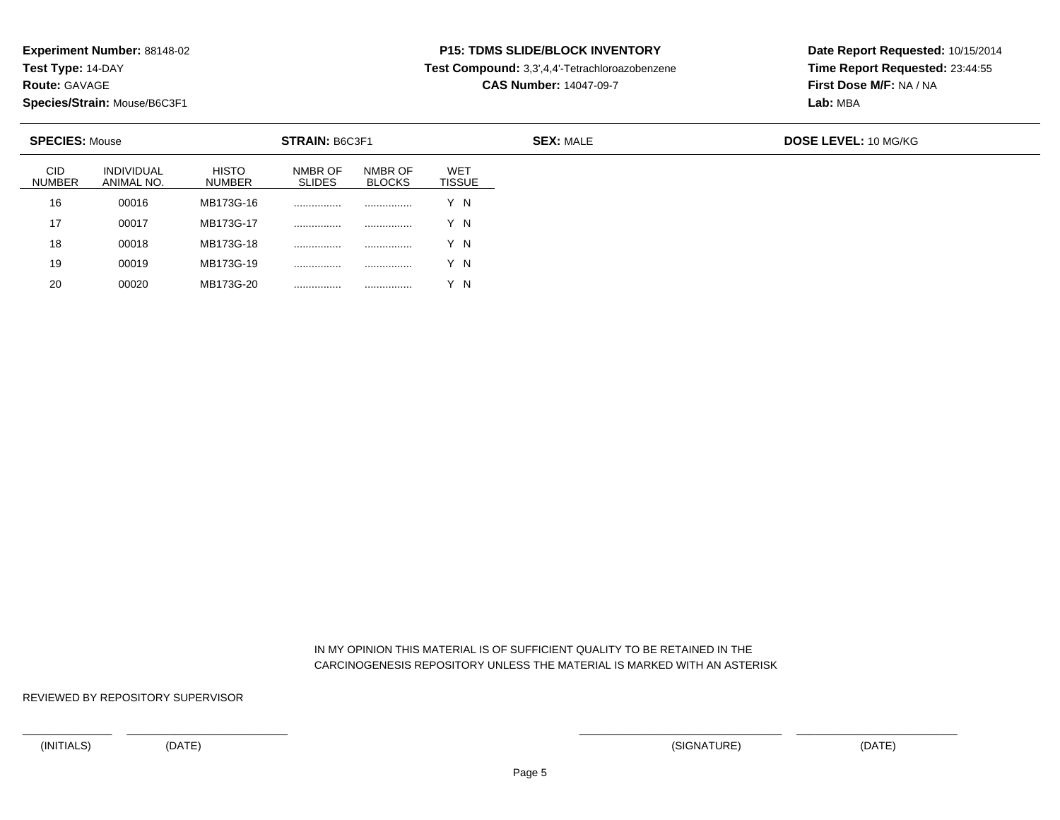**Experiment Number:** 88148-02
**Test Type:** 14-DAY
**Route:** GAVAGE
**Species/Strain:** Mouse/B6C3F1

**P15: TDMS SLIDE/BLOCK INVENTORY**
**Test Compound:** 3,3',4,4'-Tetrachloroazobenzene
**CAS Number:** 14047-09-7

**Date Report Requested:** 10/15/2014
**Time Report Requested:** 23:44:55
**First Dose M/F:** NA / NA
**Lab:** MBA

**SPECIES:** Mouse **STRAIN:** B6C3F1 **SEX:** MALE **DOSE LEVEL:** 10 MG/KG

| CID NUMBER | INDIVIDUAL ANIMAL NO. | HISTO NUMBER | NMBR OF SLIDES | NMBR OF BLOCKS | WET TISSUE |
|---|---|---|---|---|---|
| 16 | 00016 | MB173G-16 | ................ | ................ | Y N |
| 17 | 00017 | MB173G-17 | ................ | ................ | Y N |
| 18 | 00018 | MB173G-18 | ................ | ................ | Y N |
| 19 | 00019 | MB173G-19 | ................ | ................ | Y N |
| 20 | 00020 | MB173G-20 | ................ | ................ | Y N |

IN MY OPINION THIS MATERIAL IS OF SUFFICIENT QUALITY TO BE RETAINED IN THE CARCINOGENESIS REPOSITORY UNLESS THE MATERIAL IS MARKED WITH AN ASTERISK

REVIEWED BY REPOSITORY SUPERVISOR

(INITIALS) (DATE) (SIGNATURE) (DATE)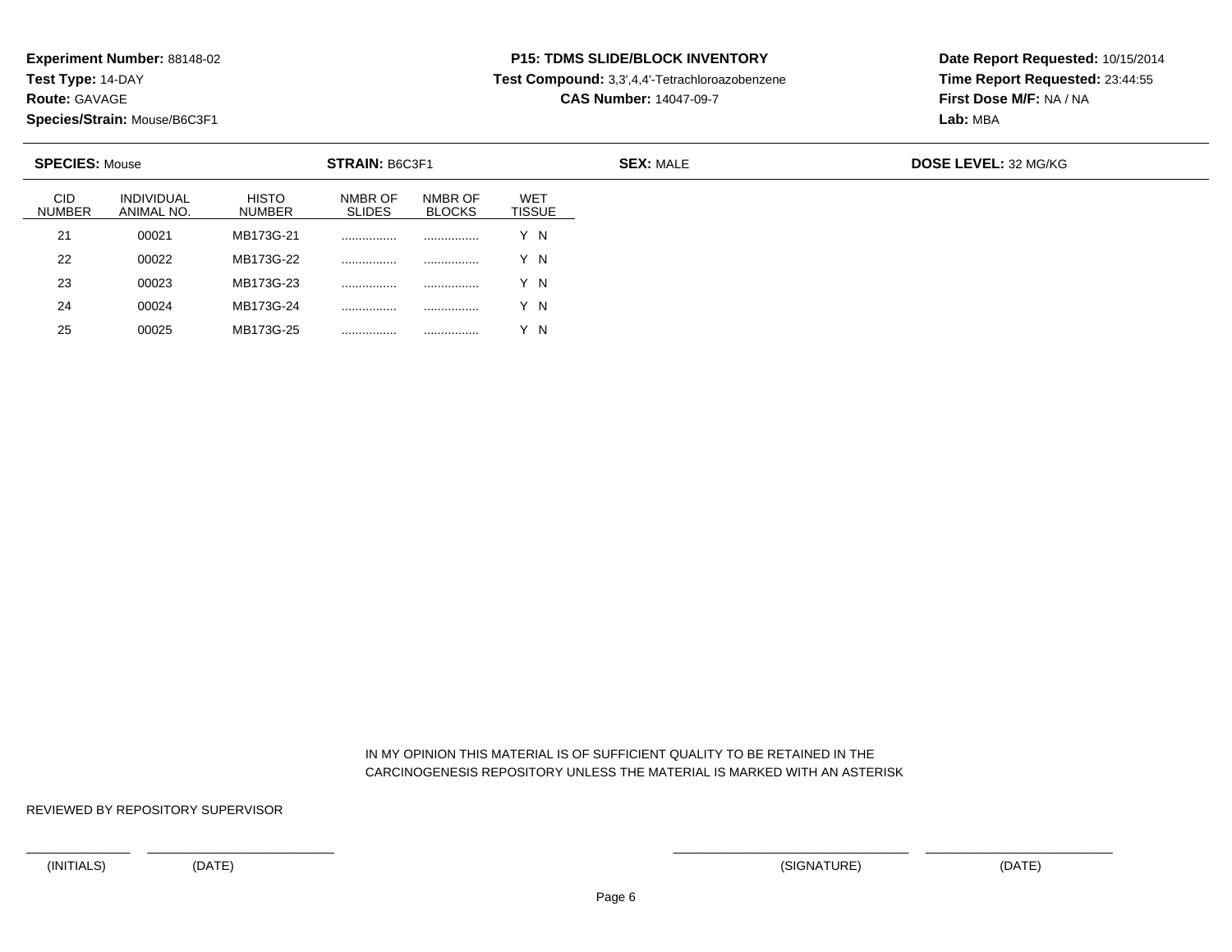**Experiment Number:** 88148-02
**Test Type:** 14-DAY
**Route:** GAVAGE
**Species/Strain:** Mouse/B6C3F1

**P15: TDMS SLIDE/BLOCK INVENTORY**
**Test Compound:** 3,3',4,4'-Tetrachloroazobenzene
**CAS Number:** 14047-09-7

**Date Report Requested:** 10/15/2014
**Time Report Requested:** 23:44:55
**First Dose M/F:** NA / NA
**Lab:** MBA

**SPECIES:** Mouse **STRAIN:** B6C3F1 **SEX:** MALE **DOSE LEVEL:** 32 MG/KG

| CID NUMBER | INDIVIDUAL ANIMAL NO. | HISTO NUMBER | NMBR OF SLIDES | NMBR OF BLOCKS | WET TISSUE |
|---|---|---|---|---|---|
| 21 | 00021 | MB173G-21 | ................ | ................ | Y N |
| 22 | 00022 | MB173G-22 | ................ | ................ | Y N |
| 23 | 00023 | MB173G-23 | ................ | ................ | Y N |
| 24 | 00024 | MB173G-24 | ................ | ................ | Y N |
| 25 | 00025 | MB173G-25 | ................ | ................ | Y N |

IN MY OPINION THIS MATERIAL IS OF SUFFICIENT QUALITY TO BE RETAINED IN THE CARCINOGENESIS REPOSITORY UNLESS THE MATERIAL IS MARKED WITH AN ASTERISK

REVIEWED BY REPOSITORY SUPERVISOR

(INITIALS) (DATE) (SIGNATURE) (DATE)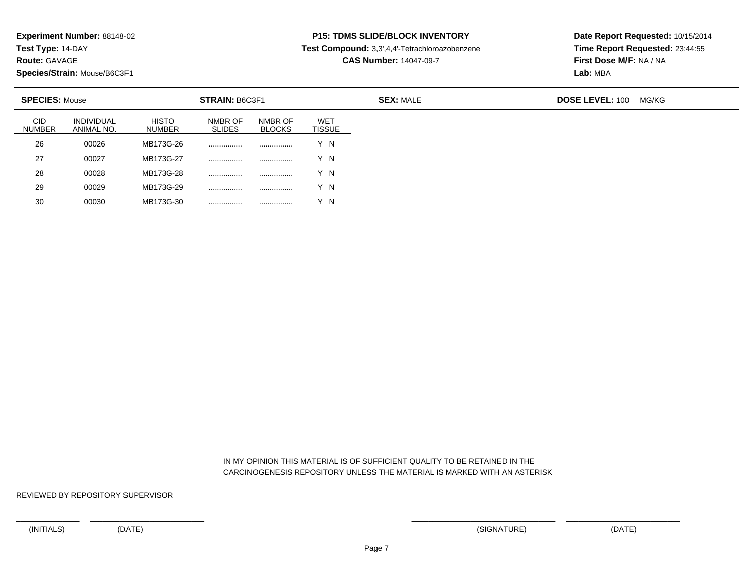**Experiment Number:** 88148-02
**Test Type:** 14-DAY
**Route:** GAVAGE
**Species/Strain:** Mouse/B6C3F1

**P15: TDMS SLIDE/BLOCK INVENTORY**
**Test Compound:** 3,3',4,4'-Tetrachloroazobenzene
**CAS Number:** 14047-09-7

**Date Report Requested:** 10/15/2014
**Time Report Requested:** 23:44:55
**First Dose M/F:** NA / NA
**Lab:** MBA

**SPECIES:** Mouse **STRAIN:** B6C3F1 **SEX:** MALE **DOSE LEVEL:** 100 MG/KG

| CID NUMBER | INDIVIDUAL ANIMAL NO. | HISTO NUMBER | NMBR OF SLIDES | NMBR OF BLOCKS | WET TISSUE |
|---|---|---|---|---|---|
| 26 | 00026 | MB173G-26 | ................ | ................ | Y N |
| 27 | 00027 | MB173G-27 | ................ | ................ | Y N |
| 28 | 00028 | MB173G-28 | ................ | ................ | Y N |
| 29 | 00029 | MB173G-29 | ................ | ................ | Y N |
| 30 | 00030 | MB173G-30 | ................ | ................ | Y N |

IN MY OPINION THIS MATERIAL IS OF SUFFICIENT QUALITY TO BE RETAINED IN THE CARCINOGENESIS REPOSITORY UNLESS THE MATERIAL IS MARKED WITH AN ASTERISK

REVIEWED BY REPOSITORY SUPERVISOR

(INITIALS) (DATE) (SIGNATURE) (DATE)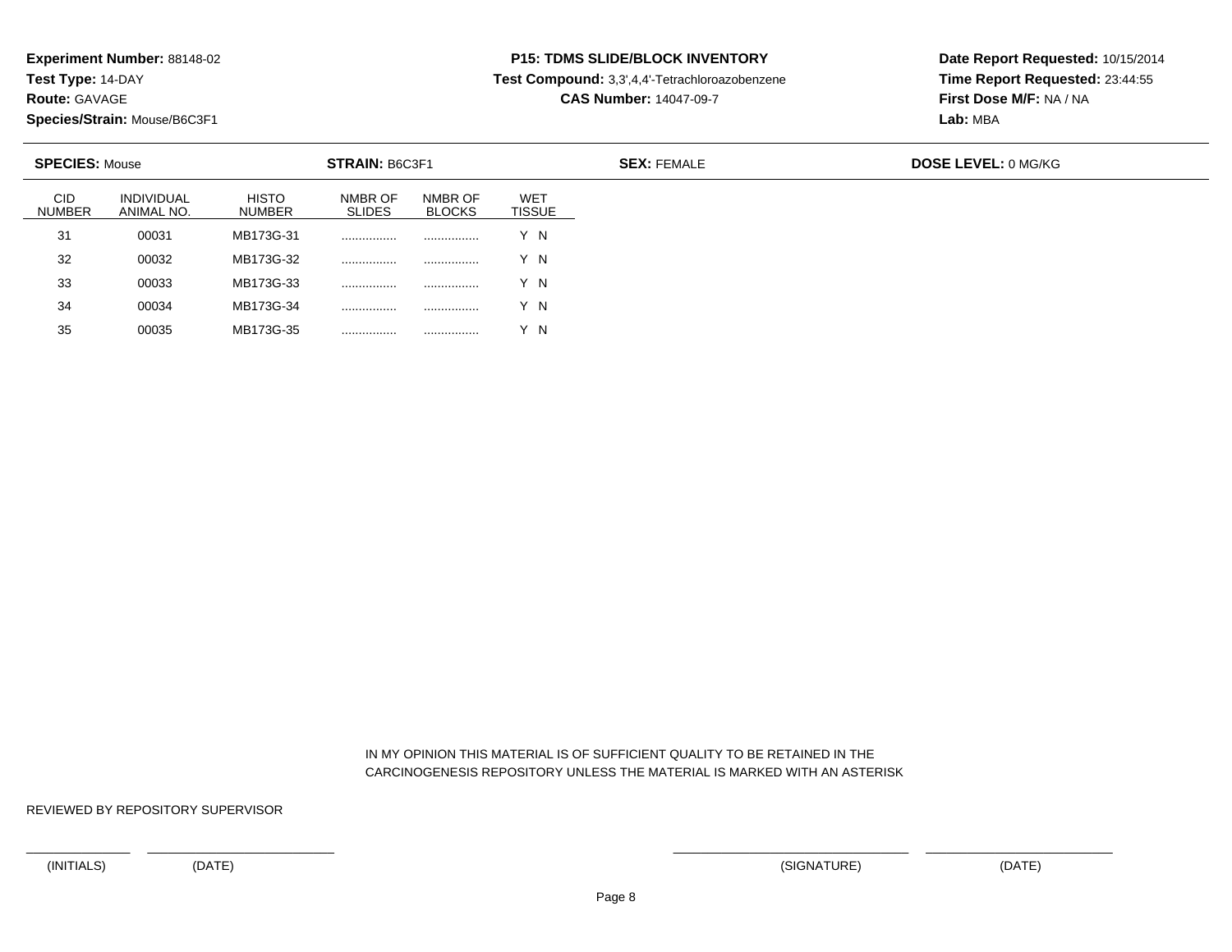**Experiment Number:** 88148-02
**Test Type:** 14-DAY
**Route:** GAVAGE
**Species/Strain:** Mouse/B6C3F1

**P15: TDMS SLIDE/BLOCK INVENTORY**
**Test Compound:** 3,3',4,4'-Tetrachloroazobenzene
**CAS Number:** 14047-09-7

**Date Report Requested:** 10/15/2014
**Time Report Requested:** 23:44:55
**First Dose M/F:** NA / NA
**Lab:** MBA

**SPECIES:** Mouse **STRAIN:** B6C3F1 **SEX:** FEMALE **DOSE LEVEL:** 0 MG/KG

| CID NUMBER | INDIVIDUAL ANIMAL NO. | HISTO NUMBER | NMBR OF SLIDES | NMBR OF BLOCKS | WET TISSUE |
|---|---|---|---|---|---|
| 31 | 00031 | MB173G-31 | ................ | ................ | Y N |
| 32 | 00032 | MB173G-32 | ................ | ................ | Y N |
| 33 | 00033 | MB173G-33 | ................ | ................ | Y N |
| 34 | 00034 | MB173G-34 | ................ | ................ | Y N |
| 35 | 00035 | MB173G-35 | ................ | ................ | Y N |

IN MY OPINION THIS MATERIAL IS OF SUFFICIENT QUALITY TO BE RETAINED IN THE CARCINOGENESIS REPOSITORY UNLESS THE MATERIAL IS MARKED WITH AN ASTERISK

REVIEWED BY REPOSITORY SUPERVISOR

(INITIALS) (DATE) (SIGNATURE) (DATE)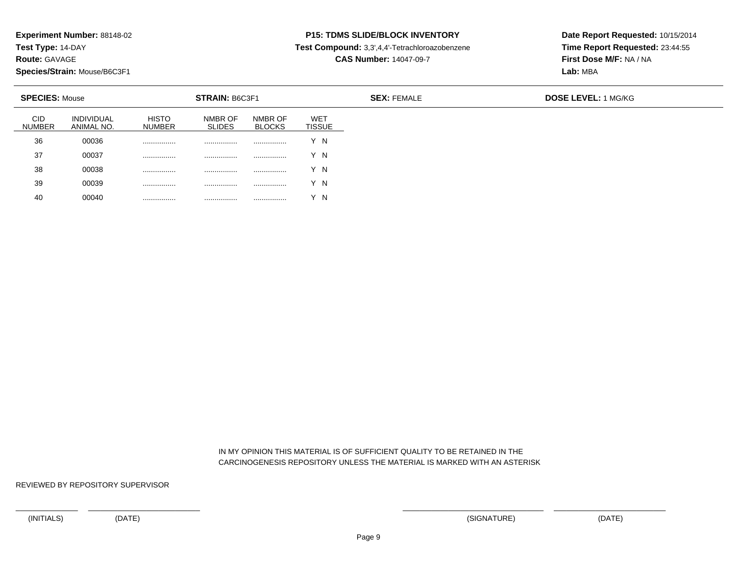**Experiment Number:** 88148-02
**Test Type:** 14-DAY
**Route:** GAVAGE
**Species/Strain:** Mouse/B6C3F1

**P15: TDMS SLIDE/BLOCK INVENTORY**
**Test Compound:** 3,3',4,4'-Tetrachloroazobenzene
**CAS Number:** 14047-09-7

**Date Report Requested:** 10/15/2014
**Time Report Requested:** 23:44:55
**First Dose M/F:** NA / NA
**Lab:** MBA

**SPECIES:** Mouse **STRAIN:** B6C3F1 **SEX:** FEMALE **DOSE LEVEL:** 1 MG/KG

| CID NUMBER | INDIVIDUAL ANIMAL NO. | HISTO NUMBER | NMBR OF SLIDES | NMBR OF BLOCKS | WET TISSUE |
|---|---|---|---|---|---|
| 36 | 00036 | ................ | ................ | ................ | Y N |
| 37 | 00037 | ................ | ................ | ................ | Y N |
| 38 | 00038 | ................ | ................ | ................ | Y N |
| 39 | 00039 | ................ | ................ | ................ | Y N |
| 40 | 00040 | ................ | ................ | ................ | Y N |

IN MY OPINION THIS MATERIAL IS OF SUFFICIENT QUALITY TO BE RETAINED IN THE CARCINOGENESIS REPOSITORY UNLESS THE MATERIAL IS MARKED WITH AN ASTERISK

REVIEWED BY REPOSITORY SUPERVISOR

(INITIALS) (DATE) (SIGNATURE) (DATE)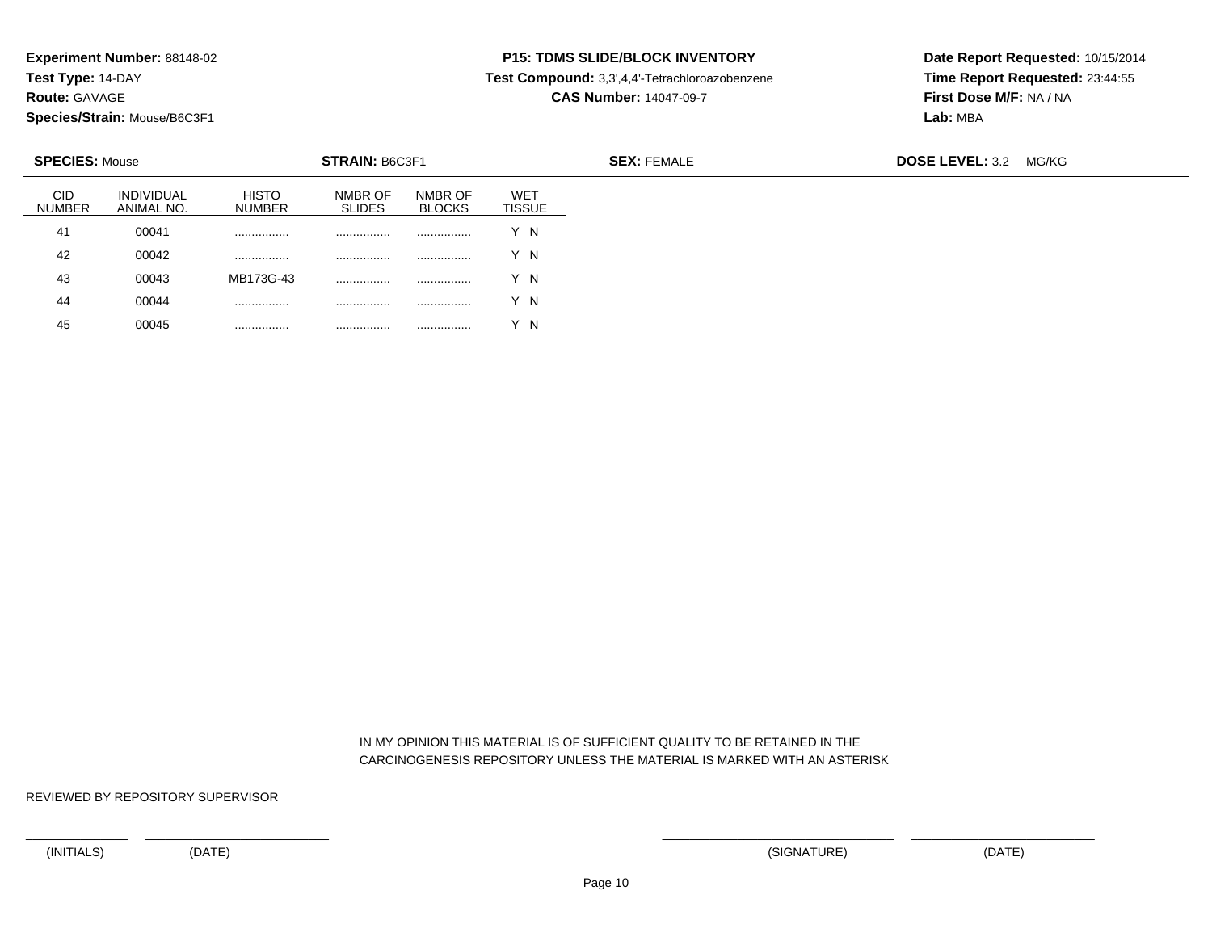**Experiment Number:** 88148-02
**Test Type:** 14-DAY
**Route:** GAVAGE
**Species/Strain:** Mouse/B6C3F1

**P15: TDMS SLIDE/BLOCK INVENTORY**
**Test Compound:** 3,3',4,4'-Tetrachloroazobenzene
**CAS Number:** 14047-09-7

**Date Report Requested:** 10/15/2014
**Time Report Requested:** 23:44:55
**First Dose M/F:** NA / NA
**Lab:** MBA

**SPECIES:** Mouse **STRAIN:** B6C3F1 **SEX:** FEMALE **DOSE LEVEL:** 3.2 MG/KG

| CID NUMBER | INDIVIDUAL ANIMAL NO. | HISTO NUMBER | NMBR OF SLIDES | NMBR OF BLOCKS | WET TISSUE |
|---|---|---|---|---|---|
| 41 | 00041 | ................ | ................ | ................ | Y N |
| 42 | 00042 | ................ | ................ | ................ | Y N |
| 43 | 00043 | MB173G-43 | ................ | ................ | Y N |
| 44 | 00044 | ................ | ................ | ................ | Y N |
| 45 | 00045 | ................ | ................ | ................ | Y N |

IN MY OPINION THIS MATERIAL IS OF SUFFICIENT QUALITY TO BE RETAINED IN THE CARCINOGENESIS REPOSITORY UNLESS THE MATERIAL IS MARKED WITH AN ASTERISK

REVIEWED BY REPOSITORY SUPERVISOR

(INITIALS) (DATE) (SIGNATURE) (DATE)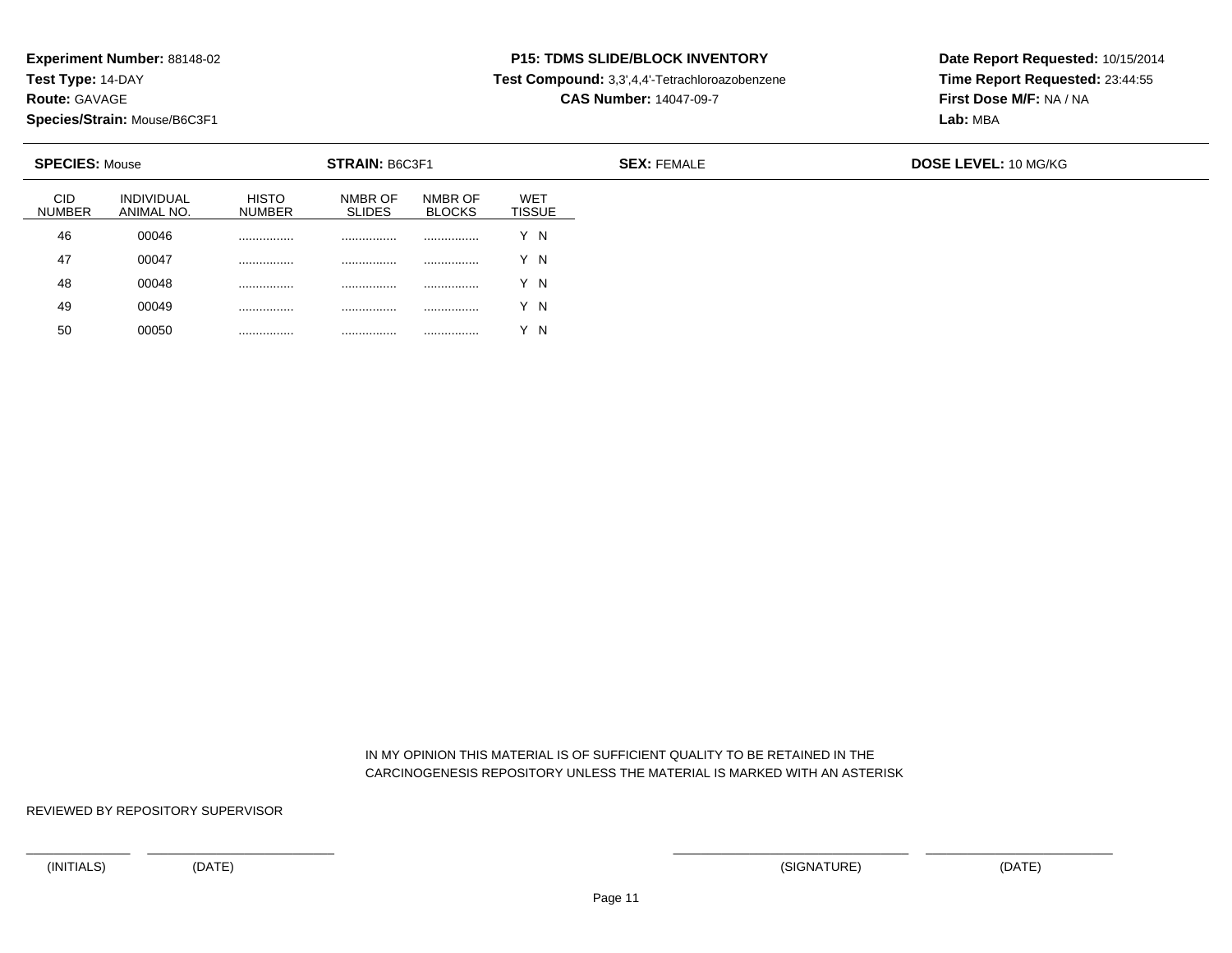**Experiment Number:** 88148-02
**Test Type:** 14-DAY
**Route:** GAVAGE
**Species/Strain:** Mouse/B6C3F1

**P15: TDMS SLIDE/BLOCK INVENTORY**
**Test Compound:** 3,3',4,4'-Tetrachloroazobenzene
**CAS Number:** 14047-09-7

**Date Report Requested:** 10/15/2014
**Time Report Requested:** 23:44:55
**First Dose M/F:** NA / NA
**Lab:** MBA

**SPECIES:** Mouse **STRAIN:** B6C3F1 **SEX:** FEMALE **DOSE LEVEL:** 10 MG/KG

| CID NUMBER | INDIVIDUAL ANIMAL NO. | HISTO NUMBER | NMBR OF SLIDES | NMBR OF BLOCKS | WET TISSUE |
|---|---|---|---|---|---|
| 46 | 00046 | ................ | ................ | ................ | Y N |
| 47 | 00047 | ................ | ................ | ................ | Y N |
| 48 | 00048 | ................ | ................ | ................ | Y N |
| 49 | 00049 | ................ | ................ | ................ | Y N |
| 50 | 00050 | ................ | ................ | ................ | Y N |

IN MY OPINION THIS MATERIAL IS OF SUFFICIENT QUALITY TO BE RETAINED IN THE CARCINOGENESIS REPOSITORY UNLESS THE MATERIAL IS MARKED WITH AN ASTERISK

REVIEWED BY REPOSITORY SUPERVISOR

(INITIALS) (DATE) (SIGNATURE) (DATE)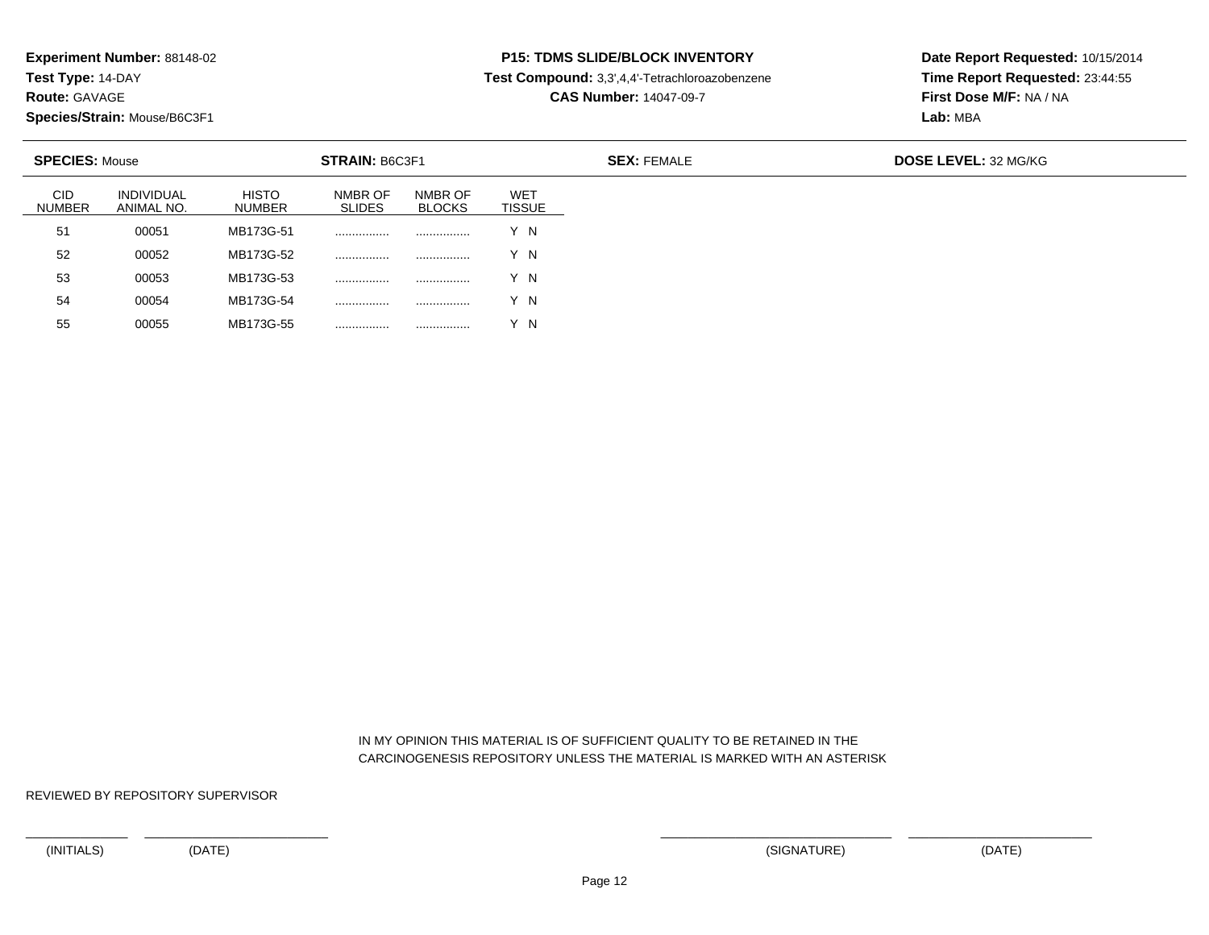**Experiment Number:** 88148-02
**Test Type:** 14-DAY
**Route:** GAVAGE
**Species/Strain:** Mouse/B6C3F1

**P15: TDMS SLIDE/BLOCK INVENTORY**
**Test Compound:** 3,3',4,4'-Tetrachloroazobenzene
**CAS Number:** 14047-09-7

**Date Report Requested:** 10/15/2014
**Time Report Requested:** 23:44:55
**First Dose M/F:** NA / NA
**Lab:** MBA

**SPECIES:** Mouse **STRAIN:** B6C3F1 **SEX:** FEMALE **DOSE LEVEL:** 32 MG/KG

| CID NUMBER | INDIVIDUAL ANIMAL NO. | HISTO NUMBER | NMBR OF SLIDES | NMBR OF BLOCKS | WET TISSUE |
|---|---|---|---|---|---|
| 51 | 00051 | MB173G-51 | ................ | ................ | Y N |
| 52 | 00052 | MB173G-52 | ................ | ................ | Y N |
| 53 | 00053 | MB173G-53 | ................ | ................ | Y N |
| 54 | 00054 | MB173G-54 | ................ | ................ | Y N |
| 55 | 00055 | MB173G-55 | ................ | ................ | Y N |

IN MY OPINION THIS MATERIAL IS OF SUFFICIENT QUALITY TO BE RETAINED IN THE CARCINOGENESIS REPOSITORY UNLESS THE MATERIAL IS MARKED WITH AN ASTERISK

REVIEWED BY REPOSITORY SUPERVISOR

(INITIALS) (DATE) (SIGNATURE) (DATE)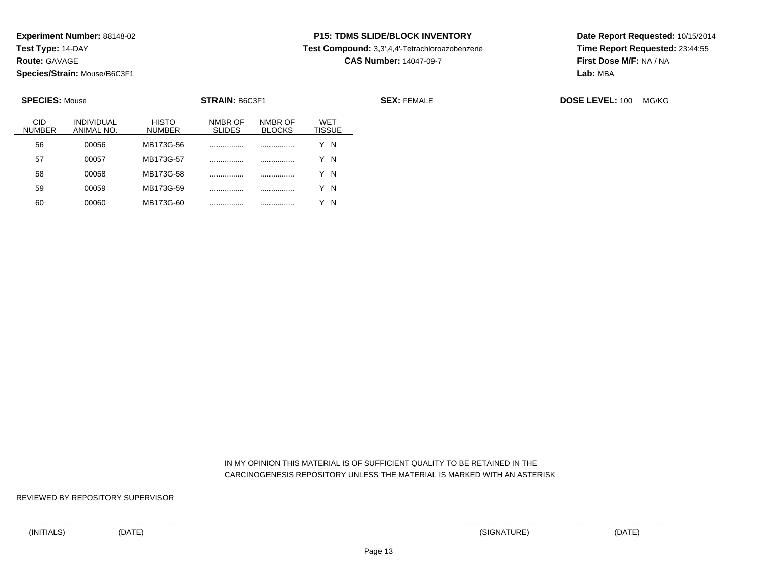**Experiment Number:** 88148-02
**Test Type:** 14-DAY
**Route:** GAVAGE
**Species/Strain:** Mouse/B6C3F1

**P15: TDMS SLIDE/BLOCK INVENTORY**
**Test Compound:** 3,3',4,4'-Tetrachloroazobenzene
**CAS Number:** 14047-09-7

**Date Report Requested:** 10/15/2014
**Time Report Requested:** 23:44:55
**First Dose M/F:** NA / NA
**Lab:** MBA

**SPECIES:** Mouse **STRAIN:** B6C3F1 **SEX:** FEMALE **DOSE LEVEL:** 100 MG/KG

| CID NUMBER | INDIVIDUAL ANIMAL NO. | HISTO NUMBER | NMBR OF SLIDES | NMBR OF BLOCKS | WET TISSUE |
|---|---|---|---|---|---|
| 56 | 00056 | MB173G-56 | ................ | ................ | Y N |
| 57 | 00057 | MB173G-57 | ................ | ................ | Y N |
| 58 | 00058 | MB173G-58 | ................ | ................ | Y N |
| 59 | 00059 | MB173G-59 | ................ | ................ | Y N |
| 60 | 00060 | MB173G-60 | ................ | ................ | Y N |

IN MY OPINION THIS MATERIAL IS OF SUFFICIENT QUALITY TO BE RETAINED IN THE CARCINOGENESIS REPOSITORY UNLESS THE MATERIAL IS MARKED WITH AN ASTERISK

REVIEWED BY REPOSITORY SUPERVISOR

(INITIALS) (DATE) (SIGNATURE) (DATE)